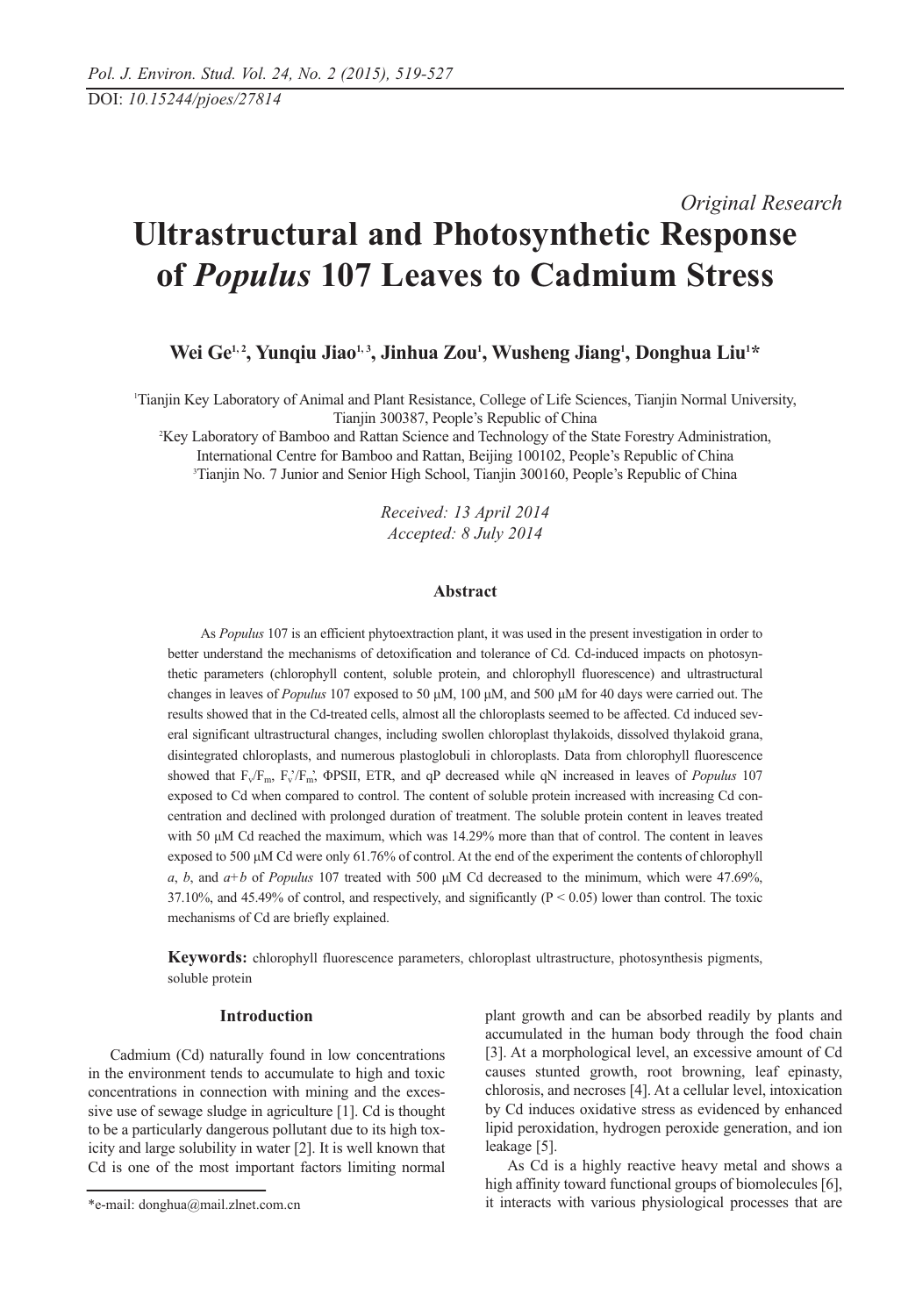DOI: *10.15244/pjoes/27814*

*Original Research*

# Ultrastructural and Photosynthetic Response of *Populus* 107 Leaves to Cadmium Stress

**Wei Ge[1, 2], Yunqiu Jiao[1, 3], Jinhua Zou[1], Wusheng Jiang[1], Donghua Liu[1]\***

[1]Tianjin Key Laboratory of Animal and Plant Resistance, College of Life Sciences, Tianjin Normal University, Tianjin 300387, People's Republic of China

[2]Key Laboratory of Bamboo and Rattan Science and Technology of the State Forestry Administration, International Centre for Bamboo and Rattan, Beijing 100102, People's Republic of China

[3]Tianjin No. 7 Junior and Senior High School, Tianjin 300160, People's Republic of China

*Received: 13 April 2014*
*Accepted: 8 July 2014*

### Abstract

As *Populus* 107 is an efficient phytoextraction plant, it was used in the present investigation in order to better understand the mechanisms of detoxification and tolerance of Cd. Cd-induced impacts on photosynthetic parameters (chlorophyll content, soluble protein, and chlorophyll fluorescence) and ultrastructural changes in leaves of *Populus* 107 exposed to 50 μM, 100 μM, and 500 μM for 40 days were carried out. The results showed that in the Cd-treated cells, almost all the chloroplasts seemed to be affected. Cd induced several significant ultrastructural changes, including swollen chloroplast thylakoids, dissolved thylakoid grana, disintegrated chloroplasts, and numerous plastoglobuli in chloroplasts. Data from chlorophyll fluorescence showed that $F_v/F_m$, $F_v'/F_m'$, ΦPSII, ETR, and qP decreased while qN increased in leaves of *Populus* 107 exposed to Cd when compared to control. The content of soluble protein increased with increasing Cd concentration and declined with prolonged duration of treatment. The soluble protein content in leaves treated with 50 μM Cd reached the maximum, which was 14.29% more than that of control. The content in leaves exposed to 500 μM Cd were only 61.76% of control. At the end of the experiment the contents of chlorophyll *a*, *b*, and *a+b* of *Populus* 107 treated with 500 μM Cd decreased to the minimum, which were 47.69%, 37.10%, and 45.49% of control, and respectively, and significantly ($P < 0.05$) lower than control. The toxic mechanisms of Cd are briefly explained.

**Keywords:** chlorophyll fluorescence parameters, chloroplast ultrastructure, photosynthesis pigments, soluble protein

## Introduction

Cadmium (Cd) naturally found in low concentrations in the environment tends to accumulate to high and toxic concentrations in connection with mining and the excessive use of sewage sludge in agriculture [1]. Cd is thought to be a particularly dangerous pollutant due to its high toxicity and large solubility in water [2]. It is well known that Cd is one of the most important factors limiting normal plant growth and can be absorbed readily by plants and accumulated in the human body through the food chain [3]. At a morphological level, an excessive amount of Cd causes stunted growth, root browning, leaf epinasty, chlorosis, and necroses [4]. At a cellular level, intoxication by Cd induces oxidative stress as evidenced by enhanced lipid peroxidation, hydrogen peroxide generation, and ion leakage [5].

As Cd is a highly reactive heavy metal and shows a high affinity toward functional groups of biomolecules [6], it interacts with various physiological processes that are

\*e-mail: donghua@mail.zlnet.com.cn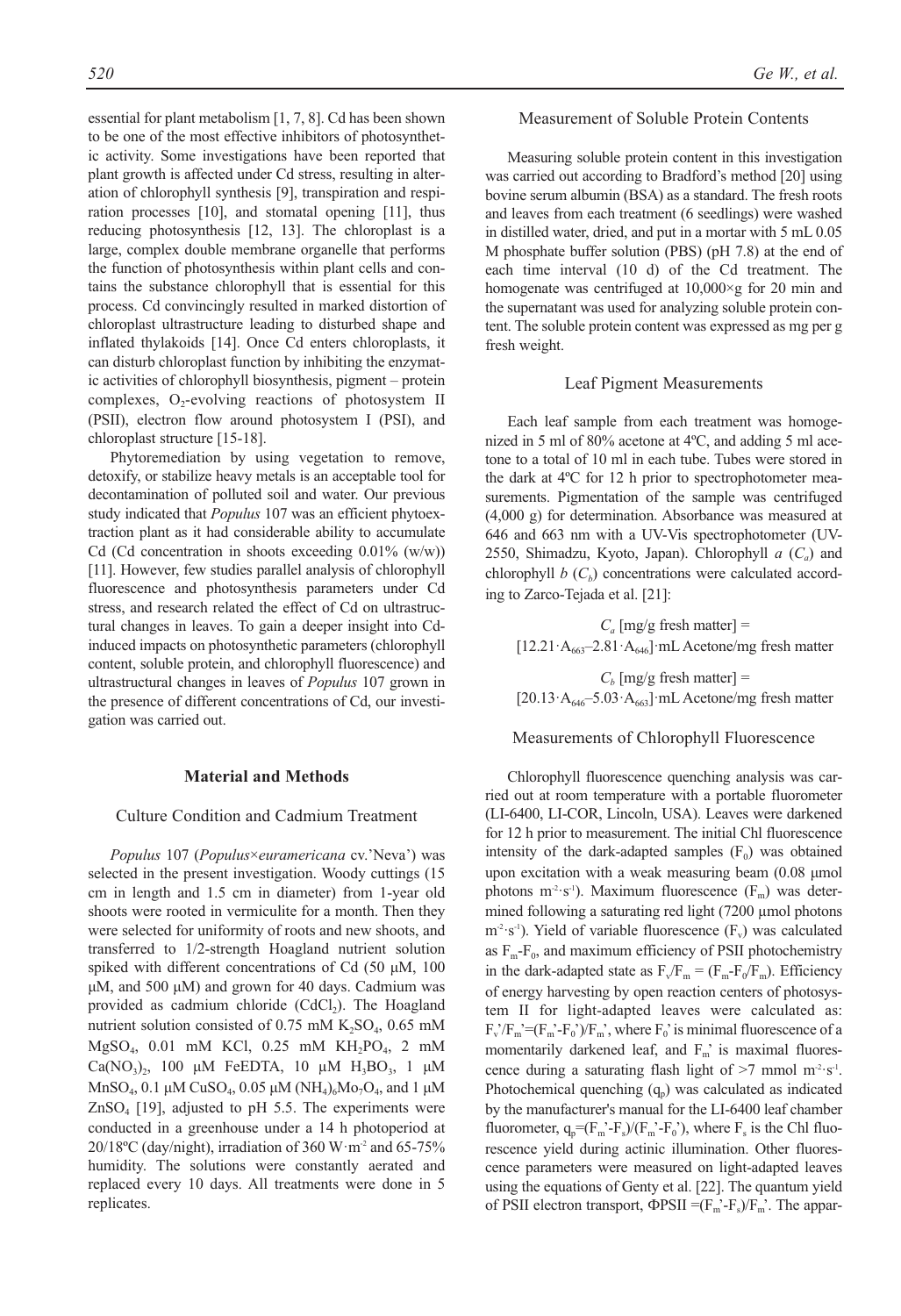essential for plant metabolism [1, 7, 8]. Cd has been shown to be one of the most effective inhibitors of photosynthetic activity. Some investigations have been reported that plant growth is affected under Cd stress, resulting in alteration of chlorophyll synthesis [9], transpiration and respiration processes [10], and stomatal opening [11], thus reducing photosynthesis [12, 13]. The chloroplast is a large, complex double membrane organelle that performs the function of photosynthesis within plant cells and contains the substance chlorophyll that is essential for this process. Cd convincingly resulted in marked distortion of chloroplast ultrastructure leading to disturbed shape and inflated thylakoids [14]. Once Cd enters chloroplasts, it can disturb chloroplast function by inhibiting the enzymatic activities of chlorophyll biosynthesis, pigment – protein complexes, $O_2$-evolving reactions of photosystem II (PSII), electron flow around photosystem I (PSI), and chloroplast structure [15-18].

Phytoremediation by using vegetation to remove, detoxify, or stabilize heavy metals is an acceptable tool for decontamination of polluted soil and water. Our previous study indicated that *Populus* 107 was an efficient phytoextraction plant as it had considerable ability to accumulate Cd (Cd concentration in shoots exceeding 0.01% (w/w)) [11]. However, few studies parallel analysis of chlorophyll fluorescence and photosynthesis parameters under Cd stress, and research related the effect of Cd on ultrastructural changes in leaves. To gain a deeper insight into Cd-induced impacts on photosynthetic parameters (chlorophyll content, soluble protein, and chlorophyll fluorescence) and ultrastructural changes in leaves of *Populus* 107 grown in the presence of different concentrations of Cd, our investigation was carried out.

## Material and Methods

### Culture Condition and Cadmium Treatment

*Populus* 107 (*Populus×euramericana* cv.'Neva') was selected in the present investigation. Woody cuttings (15 cm in length and 1.5 cm in diameter) from 1-year old shoots were rooted in vermiculite for a month. Then they were selected for uniformity of roots and new shoots, and transferred to 1/2-strength Hoagland nutrient solution spiked with different concentrations of Cd (50 μM, 100 μM, and 500 μM) and grown for 40 days. Cadmium was provided as cadmium chloride ($CdCl_2$). The Hoagland nutrient solution consisted of 0.75 mM $K_2SO_4$, 0.65 mM $MgSO_4$, 0.01 mM KCl, 0.25 mM $KH_2PO_4$, 2 mM $Ca(NO_3)_2$, 100 μM FeEDTA, 10 μM $H_3BO_3$, 1 μM $MnSO_4$, 0.1 μM $CuSO_4$, 0.05 μM $(NH_4)_6Mo_7O_4$, and 1 μM $ZnSO_4$ [19], adjusted to pH 5.5. The experiments were conducted in a greenhouse under a 14 h photoperiod at 20/18ºC (day/night), irradiation of 360 $W{\cdot}m^{-2}$ and 65-75% humidity. The solutions were constantly aerated and replaced every 10 days. All treatments were done in 5 replicates.

### Measurement of Soluble Protein Contents

Measuring soluble protein content in this investigation was carried out according to Bradford's method [20] using bovine serum albumin (BSA) as a standard. The fresh roots and leaves from each treatment (6 seedlings) were washed in distilled water, dried, and put in a mortar with 5 mL 0.05 M phosphate buffer solution (PBS) (pH 7.8) at the end of each time interval (10 d) of the Cd treatment. The homogenate was centrifuged at 10,000×g for 20 min and the supernatant was used for analyzing soluble protein content. The soluble protein content was expressed as mg per g fresh weight.

### Leaf Pigment Measurements

Each leaf sample from each treatment was homogenized in 5 ml of 80% acetone at 4ºC, and adding 5 ml acetone to a total of 10 ml in each tube. Tubes were stored in the dark at 4ºC for 12 h prior to spectrophotometer measurements. Pigmentation of the sample was centrifuged (4,000 g) for determination. Absorbance was measured at 646 and 663 nm with a UV-Vis spectrophotometer (UV-2550, Shimadzu, Kyoto, Japan). Chlorophyll *a* ($C_a$) and chlorophyll *b* ($C_b$) concentrations were calculated according to Zarco-Tejada et al. [21]:

$$C_a \text{ [mg/g fresh matter]} = [12.21{\cdot}A_{663}–2.81{\cdot}A_{646}]{\cdot}\text{mL Acetone/mg fresh matter}$$

$$C_b \text{ [mg/g fresh matter]} = [20.13{\cdot}A_{646}–5.03{\cdot}A_{663}]{\cdot}\text{mL Acetone/mg fresh matter}$$

### Measurements of Chlorophyll Fluorescence

Chlorophyll fluorescence quenching analysis was carried out at room temperature with a portable fluorometer (LI-6400, LI-COR, Lincoln, USA). Leaves were darkened for 12 h prior to measurement. The initial Chl fluorescence intensity of the dark-adapted samples ($F_0$) was obtained upon excitation with a weak measuring beam (0.08 μmol photons $m^{-2}{\cdot}s^{-1}$). Maximum fluorescence ($F_m$) was determined following a saturating red light (7200 μmol photons $m^{-2}{\cdot}s^{-1}$). Yield of variable fluorescence ($F_v$) was calculated as $F_m$-$F_0$, and maximum efficiency of PSII photochemistry in the dark-adapted state as $F_v/F_m = (F_m\text{-}F_0/F_m)$. Efficiency of energy harvesting by open reaction centers of photosystem II for light-adapted leaves were calculated as: $F_v'/F_m'=(F_m'\text{-}F_0')/F_m'$, where $F_0'$ is minimal fluorescence of a momentarily darkened leaf, and $F_m'$ is maximal fluorescence during a saturating flash light of >7 mmol $m^{-2}{\cdot}s^{-1}$. Photochemical quenching ($q_p$) was calculated as indicated by the manufacturer's manual for the LI-6400 leaf chamber fluorometer, $q_p=(F_m'\text{-}F_s)/(F_m'\text{-}F_0')$, where $F_s$ is the Chl fluorescence yield during actinic illumination. Other fluorescence parameters were measured on light-adapted leaves using the equations of Genty et al. [22]. The quantum yield of PSII electron transport, $\Phi PSII=(F_m'\text{-}F_s)/F_m'$. The appar-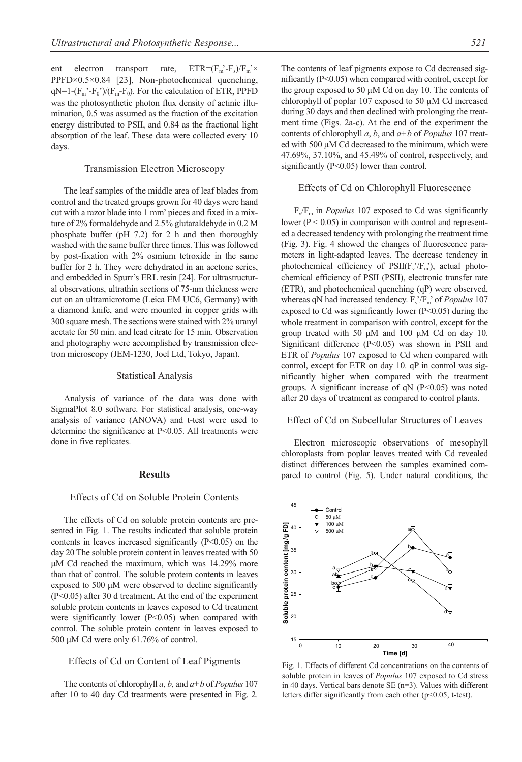ent electron transport rate, $ETR=(F_m'-F_s)/F_m' \times PPFD \times 0.5 \times 0.84$ [23], Non-photochemical quenching, $qN=1-(F_m'-F_0')/(F_m-F_0)$. For the calculation of ETR, PPFD was the photosynthetic photon flux density of actinic illumination, 0.5 was assumed as the fraction of the excitation energy distributed to PSII, and 0.84 as the fractional light absorption of the leaf. These data were collected every 10 days.

### Transmission Electron Microscopy

The leaf samples of the middle area of leaf blades from control and the treated groups grown for 40 days were hand cut with a razor blade into 1 $mm^2$ pieces and fixed in a mixture of 2% formaldehyde and 2.5% glutaraldehyde in 0.2 M phosphate buffer (pH 7.2) for 2 h and then thoroughly washed with the same buffer three times. This was followed by post-fixation with 2% osmium tetroxide in the same buffer for 2 h. They were dehydrated in an acetone series, and embedded in Spurr's ERL resin [24]. For ultrastructural observations, ultrathin sections of 75-nm thickness were cut on an ultramicrotome (Leica EM UC6, Germany) with a diamond knife, and were mounted in copper grids with 300 square mesh. The sections were stained with 2% uranyl acetate for 50 min. and lead citrate for 15 min. Observation and photography were accomplished by transmission electron microscopy (JEM-1230, Joel Ltd, Tokyo, Japan).

### Statistical Analysis

Analysis of variance of the data was done with SigmaPlot 8.0 software. For statistical analysis, one-way analysis of variance (ANOVA) and t-test were used to determine the significance at $P<0.05$. All treatments were done in five replicates.

## Results

### Effects of Cd on Soluble Protein Contents

The effects of Cd on soluble protein contents are presented in Fig. 1. The results indicated that soluble protein contents in leaves increased significantly ($P<0.05$) on the day 20 The soluble protein content in leaves treated with 50 μM Cd reached the maximum, which was 14.29% more than that of control. The soluble protein contents in leaves exposed to 500 μM were observed to decline significantly ($P<0.05$) after 30 d treatment. At the end of the experiment soluble protein contents in leaves exposed to Cd treatment were significantly lower ($P<0.05$) when compared with control. The soluble protein content in leaves exposed to 500 μM Cd were only 61.76% of control.

### Effects of Cd on Content of Leaf Pigments

The contents of chlorophyll *a*, *b*, and *a*+*b* of *Populus* 107 after 10 to 40 day Cd treatments were presented in Fig. 2. The contents of leaf pigments expose to Cd decreased significantly ($P<0.05$) when compared with control, except for the group exposed to 50 μM Cd on day 10. The contents of chlorophyll of poplar 107 exposed to 50 μM Cd increased during 30 days and then declined with prolonging the treatment time (Figs. 2a-c). At the end of the experiment the contents of chlorophyll *a*, *b*, and *a*+*b* of *Populus* 107 treated with 500 μM Cd decreased to the minimum, which were 47.69%, 37.10%, and 45.49% of control, respectively, and significantly ($P<0.05$) lower than control.

### Effects of Cd on Chlorophyll Fluorescence

$F_v/F_m$ in *Populus* 107 exposed to Cd was significantly lower ($P < 0.05$) in comparison with control and represented a decreased tendency with prolonging the treatment time (Fig. 3). Fig. 4 showed the changes of fluorescence parameters in light-adapted leaves. The decrease tendency in photochemical efficiency of PSII($F_v'/F_m'$), actual photochemical efficiency of PSII (PSII), electronic transfer rate (ETR), and photochemical quenching (qP) were observed, whereas qN had increased tendency. $F_v'/F_m'$ of *Populus* 107 exposed to Cd was significantly lower ($P<0.05$) during the whole treatment in comparison with control, except for the group treated with 50 μM and 100 μM Cd on day 10. Significant difference ($P<0.05$) was shown in PSII and ETR of *Populus* 107 exposed to Cd when compared with control, except for ETR on day 10. qP in control was significantly higher when compared with the treatment groups. A significant increase of qN ($P<0.05$) was noted after 20 days of treatment as compared to control plants.

### Effect of Cd on Subcellular Structures of Leaves

Electron microscopic observations of mesophyll chloroplasts from poplar leaves treated with Cd revealed distinct differences between the samples examined compared to control (Fig. 5). Under natural conditions, the

Fig. 1. Effects of different Cd concentrations on the contents of soluble protein in leaves of *Populus* 107 exposed to Cd stress in 40 days. Vertical bars denote SE (n=3). Values with different letters differ significantly from each other ($p<0.05$, t-test).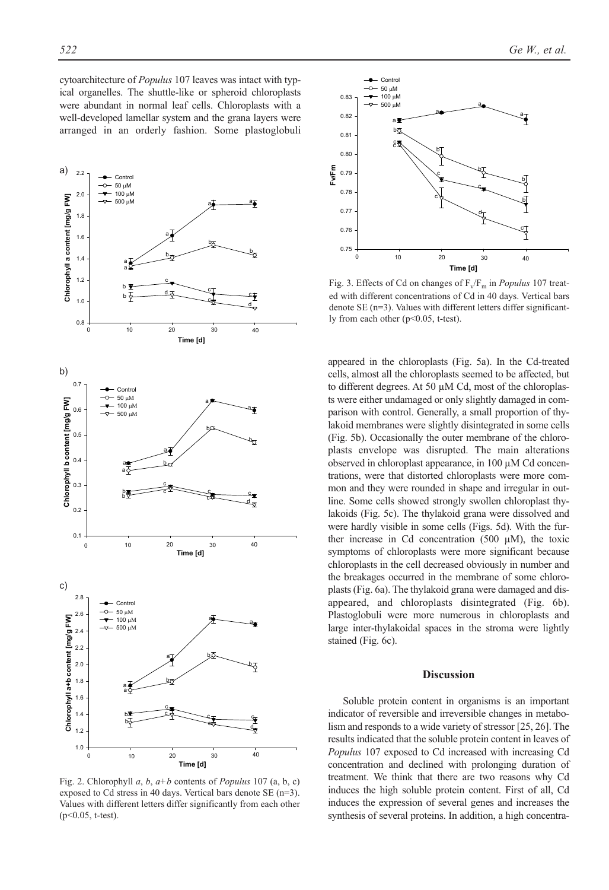cytoarchitecture of *Populus* 107 leaves was intact with typical organelles. The shuttle-like or spheroid chloroplasts were abundant in normal leaf cells. Chloroplasts with a well-developed lamellar system and the grana layers were arranged in an orderly fashion. Some plastoglobuli appeared in the chloroplasts (Fig. 5a). In the Cd-treated cells, almost all the chloroplasts seemed to be affected, but to different degrees. At 50 μM Cd, most of the chloroplasts were either undamaged or only slightly damaged in comparison with control. Generally, a small proportion of thylakoid membranes were slightly disintegrated in some cells (Fig. 5b). Occasionally the outer membrane of the chloroplasts envelope was disrupted. The main alterations observed in chloroplast appearance, in 100 μM Cd concentrations, were that distorted chloroplasts were more common and they were rounded in shape and irregular in outline. Some cells showed strongly swollen chloroplast thylakoids (Fig. 5c). The thylakoid grana were dissolved and were hardly visible in some cells (Figs. 5d). With the further increase in Cd concentration (500 μM), the toxic symptoms of chloroplasts were more significant because chloroplasts in the cell decreased obviously in number and the breakages occurred in the membrane of some chloroplasts (Fig. 6a). The thylakoid grana were damaged and disappeared, and chloroplasts disintegrated (Fig. 6b). Plastoglobuli were more numerous in chloroplasts and large inter-thylakoidal spaces in the stroma were lightly stained (Fig. 6c).

Fig. 2. Chlorophyll *a*, *b*, *a+b* contents of *Populus* 107 (a, b, c) exposed to Cd stress in 40 days. Vertical bars denote SE (n=3). Values with different letters differ significantly from each other ($p<0.05$, t-test).

Fig. 3. Effects of Cd on changes of $F_v/F_m$ in *Populus* 107 treated with different concentrations of Cd in 40 days. Vertical bars denote SE (n=3). Values with different letters differ significantly from each other ($p<0.05$, t-test).

## Discussion

Soluble protein content in organisms is an important indicator of reversible and irreversible changes in metabolism and responds to a wide variety of stressor [25, 26]. The results indicated that the soluble protein content in leaves of *Populus* 107 exposed to Cd increased with increasing Cd concentration and declined with prolonging duration of treatment. We think that there are two reasons why Cd induces the high soluble protein content. First of all, Cd induces the expression of several genes and increases the synthesis of several proteins. In addition, a high concentra-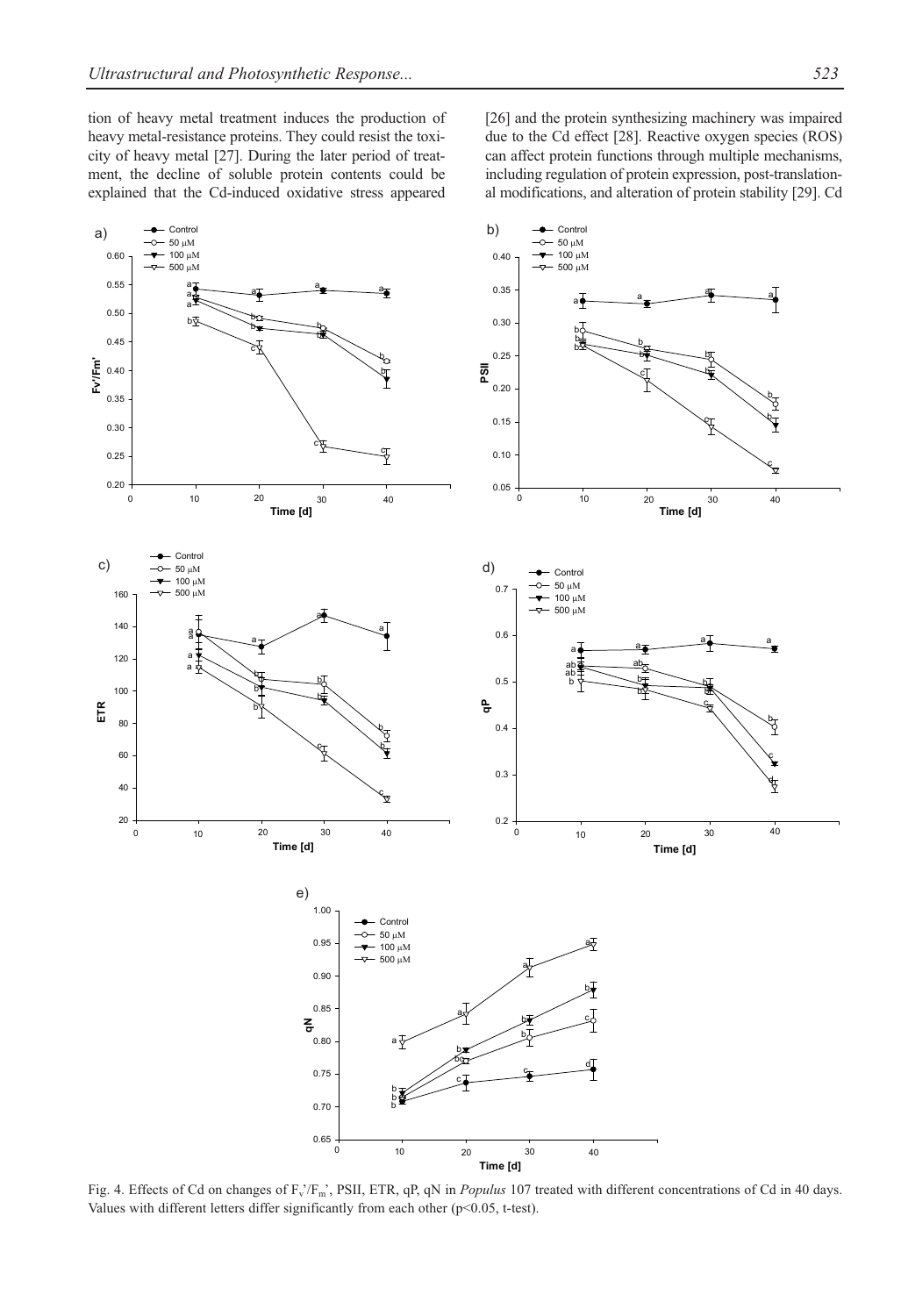tion of heavy metal treatment induces the production of heavy metal-resistance proteins. They could resist the toxicity of heavy metal [27]. During the later period of treatment, the decline of soluble protein contents could be explained that the Cd-induced oxidative stress appeared [26] and the protein synthesizing machinery was impaired due to the Cd effect [28]. Reactive oxygen species (ROS) can affect protein functions through multiple mechanisms, including regulation of protein expression, post-translational modifications, and alteration of protein stability [29]. Cd

Fig. 4. Effects of Cd on changes of $F_v'/F_m'$, PSII, ETR, qP, qN in *Populus* 107 treated with different concentrations of Cd in 40 days. Values with different letters differ significantly from each other ($p<0.05$, t-test).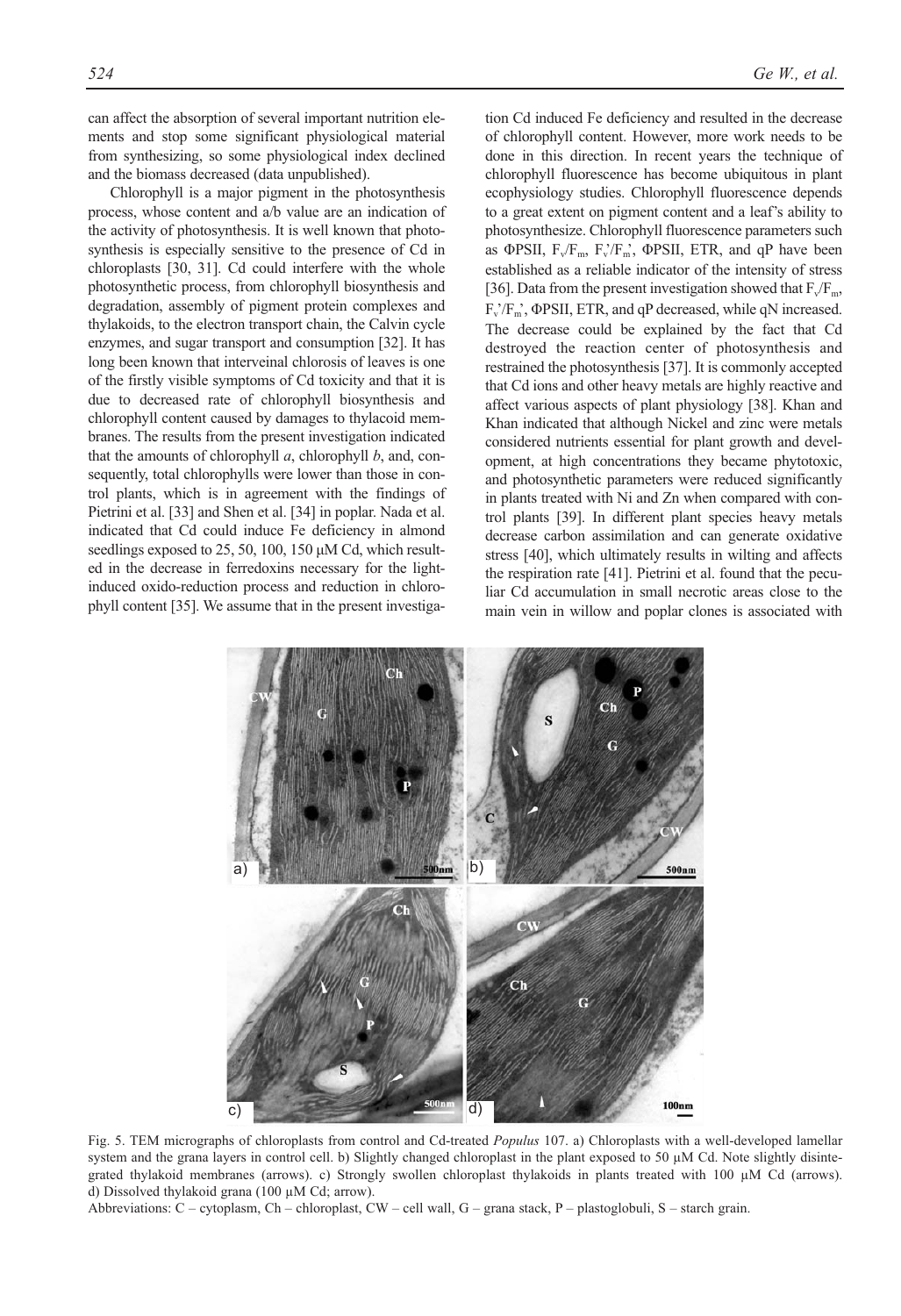can affect the absorption of several important nutrition elements and stop some significant physiological material from synthesizing, so some physiological index declined and the biomass decreased (data unpublished).

Chlorophyll is a major pigment in the photosynthesis process, whose content and a/b value are an indication of the activity of photosynthesis. It is well known that photosynthesis is especially sensitive to the presence of Cd in chloroplasts [30, 31]. Cd could interfere with the whole photosynthetic process, from chlorophyll biosynthesis and degradation, assembly of pigment protein complexes and thylakoids, to the electron transport chain, the Calvin cycle enzymes, and sugar transport and consumption [32]. It has long been known that interveinal chlorosis of leaves is one of the firstly visible symptoms of Cd toxicity and that it is due to decreased rate of chlorophyll biosynthesis and chlorophyll content caused by damages to thylacoid membranes. The results from the present investigation indicated that the amounts of chlorophyll *a*, chlorophyll *b*, and, consequently, total chlorophylls were lower than those in control plants, which is in agreement with the findings of Pietrini et al. [33] and Shen et al. [34] in poplar. Nada et al. indicated that Cd could induce Fe deficiency in almond seedlings exposed to 25, 50, 100, 150 μM Cd, which resulted in the decrease in ferredoxins necessary for the light-induced oxido-reduction process and reduction in chlorophyll content [35]. We assume that in the present investigation Cd induced Fe deficiency and resulted in the decrease of chlorophyll content. However, more work needs to be done in this direction. In recent years the technique of chlorophyll fluorescence has become ubiquitous in plant ecophysiology studies. Chlorophyll fluorescence depends to a great extent on pigment content and a leaf's ability to photosynthesize. Chlorophyll fluorescence parameters such as ΦPSII, $F_v/F_m$, $F_v'/F_m'$, ΦPSII, ETR, and qP have been established as a reliable indicator of the intensity of stress [36]. Data from the present investigation showed that $F_v/F_m$, $F_v'/F_m'$, ΦPSII, ETR, and qP decreased, while qN increased. The decrease could be explained by the fact that Cd destroyed the reaction center of photosynthesis and restrained the photosynthesis [37]. It is commonly accepted that Cd ions and other heavy metals are highly reactive and affect various aspects of plant physiology [38]. Khan and Khan indicated that although Nickel and zinc were metals considered nutrients essential for plant growth and development, at high concentrations they became phytotoxic, and photosynthetic parameters were reduced significantly in plants treated with Ni and Zn when compared with control plants [39]. In different plant species heavy metals decrease carbon assimilation and can generate oxidative stress [40], which ultimately results in wilting and affects the respiration rate [41]. Pietrini et al. found that the peculiar Cd accumulation in small necrotic areas close to the main vein in willow and poplar clones is associated with

Fig. 5. TEM micrographs of chloroplasts from control and Cd-treated *Populus* 107. a) Chloroplasts with a well-developed lamellar system and the grana layers in control cell. b) Slightly changed chloroplast in the plant exposed to 50 μM Cd. Note slightly disintegrated thylakoid membranes (arrows). c) Strongly swollen chloroplast thylakoids in plants treated with 100 μM Cd (arrows). d) Dissolved thylakoid grana (100 μM Cd; arrow).

Abbreviations: C – cytoplasm, Ch – chloroplast, CW – cell wall, G – grana stack, P – plastoglobuli, S – starch grain.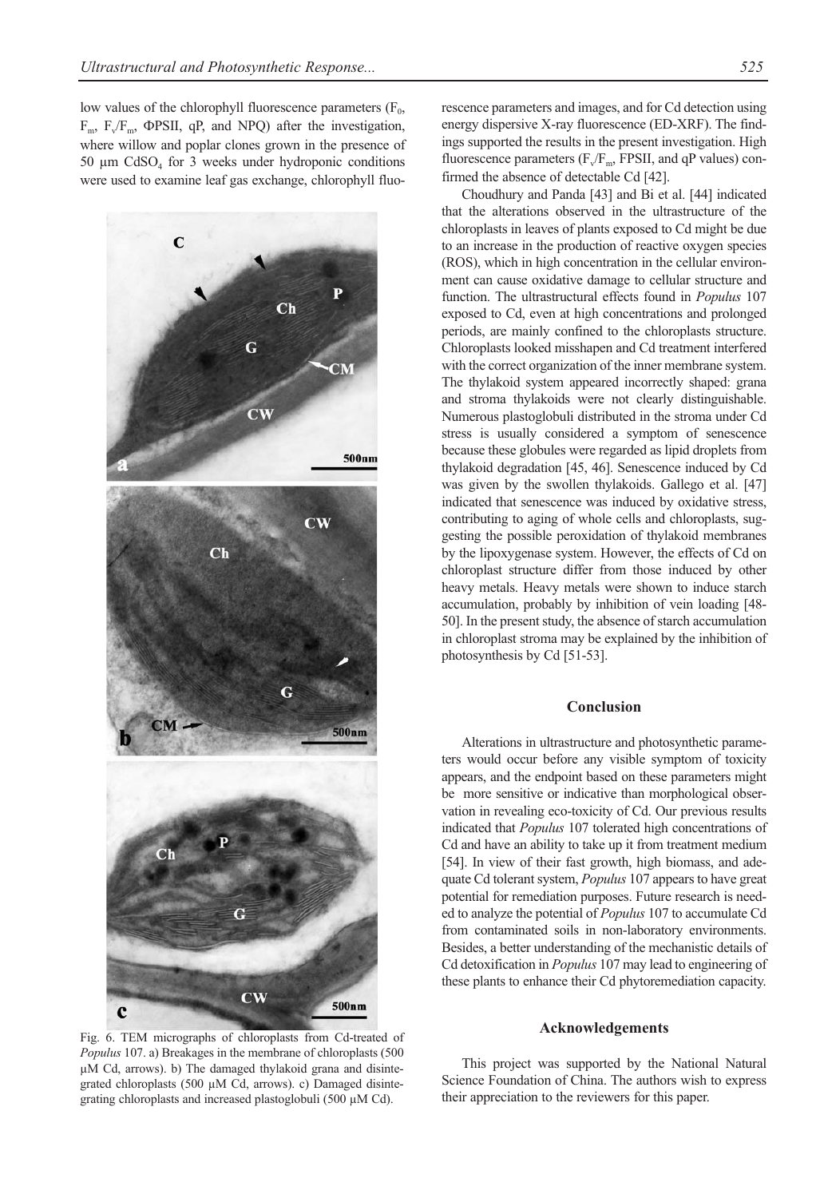low values of the chlorophyll fluorescence parameters ($F_0$, $F_m$, $F_v/F_m$, ΦPSII, qP, and NPQ) after the investigation, where willow and poplar clones grown in the presence of 50 µm $CdSO_4$ for 3 weeks under hydroponic conditions were used to examine leaf gas exchange, chlorophyll fluorescence parameters and images, and for Cd detection using energy dispersive X-ray fluorescence (ED-XRF). The findings supported the results in the present investigation. High fluorescence parameters ($F_v/F_m$, FPSII, and qP values) confirmed the absence of detectable Cd [42].

Fig. 6. TEM micrographs of chloroplasts from Cd-treated of *Populus* 107. a) Breakages in the membrane of chloroplasts (500 µM Cd, arrows). b) The damaged thylakoid grana and disintegrated chloroplasts (500 µM Cd, arrows). c) Damaged disintegrating chloroplasts and increased plastoglobuli (500 µM Cd).

Choudhury and Panda [43] and Bi et al. [44] indicated that the alterations observed in the ultrastructure of the chloroplasts in leaves of plants exposed to Cd might be due to an increase in the production of reactive oxygen species (ROS), which in high concentration in the cellular environment can cause oxidative damage to cellular structure and function. The ultrastructural effects found in *Populus* 107 exposed to Cd, even at high concentrations and prolonged periods, are mainly confined to the chloroplasts structure. Chloroplasts looked misshapen and Cd treatment interfered with the correct organization of the inner membrane system. The thylakoid system appeared incorrectly shaped: grana and stroma thylakoids were not clearly distinguishable. Numerous plastoglobuli distributed in the stroma under Cd stress is usually considered a symptom of senescence because these globules were regarded as lipid droplets from thylakoid degradation [45, 46]. Senescence induced by Cd was given by the swollen thylakoids. Gallego et al. [47] indicated that senescence was induced by oxidative stress, contributing to aging of whole cells and chloroplasts, suggesting the possible peroxidation of thylakoid membranes by the lipoxygenase system. However, the effects of Cd on chloroplast structure differ from those induced by other heavy metals. Heavy metals were shown to induce starch accumulation, probably by inhibition of vein loading [48-50]. In the present study, the absence of starch accumulation in chloroplast stroma may be explained by the inhibition of photosynthesis by Cd [51-53].

## Conclusion

Alterations in ultrastructure and photosynthetic parameters would occur before any visible symptom of toxicity appears, and the endpoint based on these parameters might be more sensitive or indicative than morphological observation in revealing eco-toxicity of Cd. Our previous results indicated that *Populus* 107 tolerated high concentrations of Cd and have an ability to take up it from treatment medium [54]. In view of their fast growth, high biomass, and adequate Cd tolerant system, *Populus* 107 appears to have great potential for remediation purposes. Future research is needed to analyze the potential of *Populus* 107 to accumulate Cd from contaminated soils in non-laboratory environments. Besides, a better understanding of the mechanistic details of Cd detoxification in *Populus* 107 may lead to engineering of these plants to enhance their Cd phytoremediation capacity.

## Acknowledgements

This project was supported by the National Natural Science Foundation of China. The authors wish to express their appreciation to the reviewers for this paper.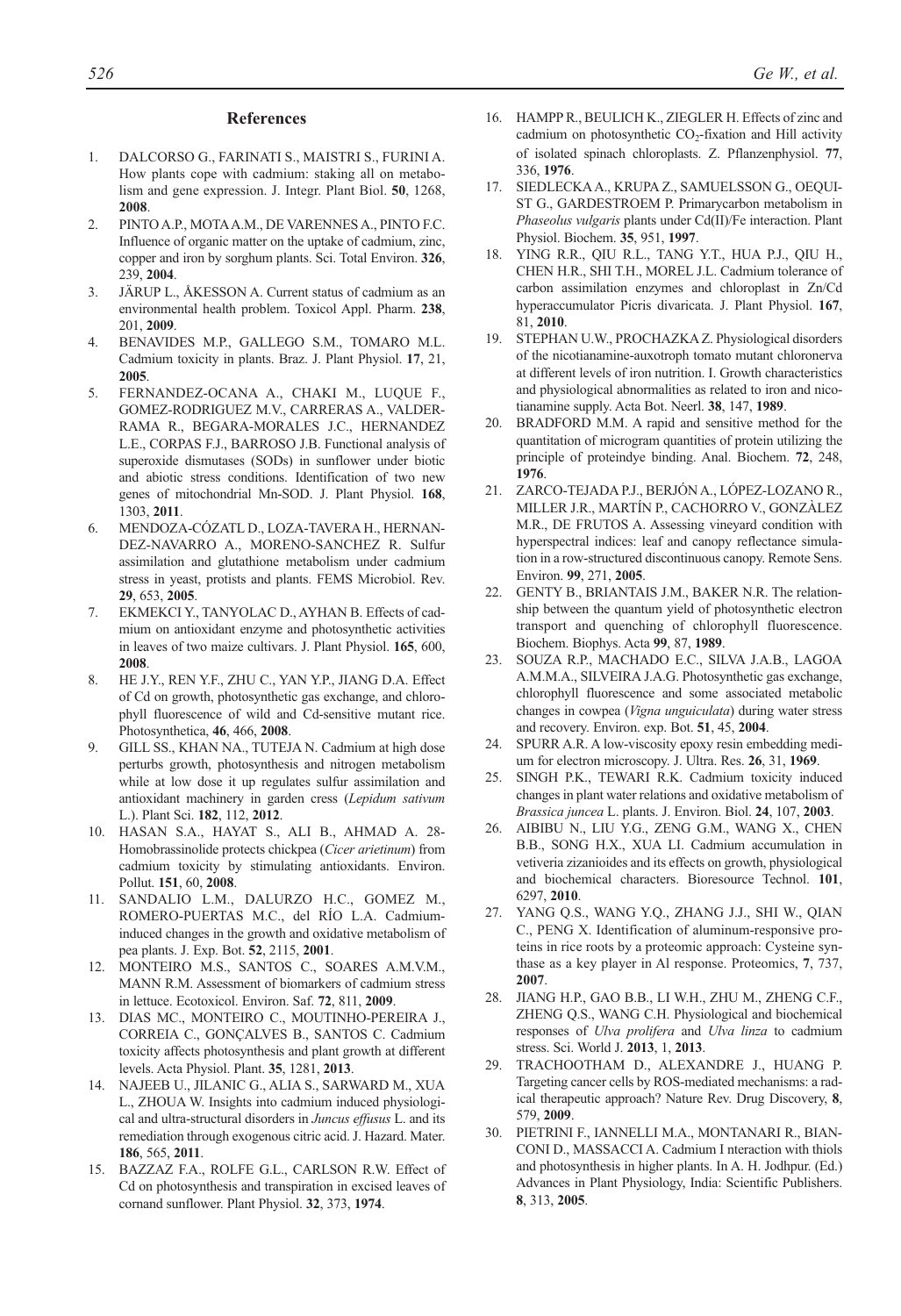## References

1. DALCORSO G., FARINATI S., MAISTRI S., FURINI A. How plants cope with cadmium: staking all on metabolism and gene expression. J. Integr. Plant Biol. **50**, 1268, **2008**.
2. PINTO A.P., MOTA A.M., DE VARENNES A., PINTO F.C. Influence of organic matter on the uptake of cadmium, zinc, copper and iron by sorghum plants. Sci. Total Environ. **326**, 239, **2004**.
3. JÄRUP L., ÅKESSON A. Current status of cadmium as an environmental health problem. Toxicol Appl. Pharm. **238**, 201, **2009**.
4. BENAVIDES M.P., GALLEGO S.M., TOMARO M.L. Cadmium toxicity in plants. Braz. J. Plant Physiol. **17**, 21, **2005**.
5. FERNANDEZ-OCANA A., CHAKI M., LUQUE F., GOMEZ-RODRIGUEZ M.V., CARRERAS A., VALDERRAMA R., BEGARA-MORALES J.C., HERNANDEZ L.E., CORPAS F.J., BARROSO J.B. Functional analysis of superoxide dismutases (SODs) in sunflower under biotic and abiotic stress conditions. Identification of two new genes of mitochondrial Mn-SOD. J. Plant Physiol. **168**, 1303, **2011**.
6. MENDOZA-CÓZATL D., LOZA-TAVERA H., HERNANDEZ-NAVARRO A., MORENO-SANCHEZ R. Sulfur assimilation and glutathione metabolism under cadmium stress in yeast, protists and plants. FEMS Microbiol. Rev. **29**, 653, **2005**.
7. EKMEKCI Y., TANYOLAC D., AYHAN B. Effects of cadmium on antioxidant enzyme and photosynthetic activities in leaves of two maize cultivars. J. Plant Physiol. **165**, 600, **2008**.
8. HE J.Y., REN Y.F., ZHU C., YAN Y.P., JIANG D.A. Effect of Cd on growth, photosynthetic gas exchange, and chlorophyll fluorescence of wild and Cd-sensitive mutant rice. Photosynthetica, **46**, 466, **2008**.
9. GILL SS., KHAN NA., TUTEJA N. Cadmium at high dose perturbs growth, photosynthesis and nitrogen metabolism while at low dose it up regulates sulfur assimilation and antioxidant machinery in garden cress (*Lepidum sativum* L.). Plant Sci. **182**, 112, **2012**.
10. HASAN S.A., HAYAT S., ALI B., AHMAD A. 28-Homobrassinolide protects chickpea (*Cicer arietinum*) from cadmium toxicity by stimulating antioxidants. Environ. Pollut. **151**, 60, **2008**.
11. SANDALIO L.M., DALURZO H.C., GOMEZ M., ROMERO-PUERTAS M.C., del RÍO L.A. Cadmium-induced changes in the growth and oxidative metabolism of pea plants. J. Exp. Bot. **52**, 2115, **2001**.
12. MONTEIRO M.S., SANTOS C., SOARES A.M.V.M., MANN R.M. Assessment of biomarkers of cadmium stress in lettuce. Ecotoxicol. Environ. Saf. **72**, 811, **2009**.
13. DIAS MC., MONTEIRO C., MOUTINHO-PEREIRA J., CORREIA C., GONÇALVES B., SANTOS C. Cadmium toxicity affects photosynthesis and plant growth at different levels. Acta Physiol. Plant. **35**, 1281, **2013**.
14. NAJEEB U., JILANIC G., ALIA S., SARWARD M., XUA L., ZHOUA W. Insights into cadmium induced physiological and ultra-structural disorders in *Juncus effusus* L. and its remediation through exogenous citric acid. J. Hazard. Mater. **186**, 565, **2011**.
15. BAZZAZ F.A., ROLFE G.L., CARLSON R.W. Effect of Cd on photosynthesis and transpiration in excised leaves of cornand sunflower. Plant Physiol. **32**, 373, **1974**.
16. HAMPP R., BEULICH K., ZIEGLER H. Effects of zinc and cadmium on photosynthetic $CO_2$-fixation and Hill activity of isolated spinach chloroplasts. Z. Pflanzenphysiol. **77**, 336, **1976**.
17. SIEDLECKA A., KRUPA Z., SAMUELSSON G., OEQUIST G., GARDESTROEM P. Primarycarbon metabolism in *Phaseolus vulgaris* plants under Cd(II)/Fe interaction. Plant Physiol. Biochem. **35**, 951, **1997**.
18. YING R.R., QIU R.L., TANG Y.T., HUA P.J., QIU H., CHEN H.R., SHI T.H., MOREL J.L. Cadmium tolerance of carbon assimilation enzymes and chloroplast in Zn/Cd hyperaccumulator Picris divaricata. J. Plant Physiol. **167**, 81, **2010**.
19. STEPHAN U.W., PROCHAZKA Z. Physiological disorders of the nicotianamine-auxotroph tomato mutant chloronerva at different levels of iron nutrition. I. Growth characteristics and physiological abnormalities as related to iron and nicotianamine supply. Acta Bot. Neerl. **38**, 147, **1989**.
20. BRADFORD M.M. A rapid and sensitive method for the quantitation of microgram quantities of protein utilizing the principle of proteindye binding. Anal. Biochem. **72**, 248, **1976**.
21. ZARCO-TEJADA P.J., BERJÓN A., LÓPEZ-LOZANO R., MILLER J.R., MARTÍN P., CACHORRO V., GONZÀLEZ M.R., DE FRUTOS A. Assessing vineyard condition with hyperspectral indices: leaf and canopy reflectance simulation in a row-structured discontinuous canopy. Remote Sens. Environ. **99**, 271, **2005**.
22. GENTY B., BRIANTAIS J.M., BAKER N.R. The relationship between the quantum yield of photosynthetic electron transport and quenching of chlorophyll fluorescence. Biochem. Biophys. Acta **99**, 87, **1989**.
23. SOUZA R.P., MACHADO E.C., SILVA J.A.B., LAGOA A.M.M.A., SILVEIRA J.A.G. Photosynthetic gas exchange, chlorophyll fluorescence and some associated metabolic changes in cowpea (*Vigna unguiculata*) during water stress and recovery. Environ. exp. Bot. **51**, 45, **2004**.
24. SPURR A.R. A low-viscosity epoxy resin embedding medium for electron microscopy. J. Ultra. Res. **26**, 31, **1969**.
25. SINGH P.K., TEWARI R.K. Cadmium toxicity induced changes in plant water relations and oxidative metabolism of *Brassica juncea* L. plants. J. Environ. Biol. **24**, 107, **2003**.
26. AIBIBU N., LIU Y.G., ZENG G.M., WANG X., CHEN B.B., SONG H.X., XUA LI. Cadmium accumulation in vetiveria zizanioides and its effects on growth, physiological and biochemical characters. Bioresource Technol. **101**, 6297, **2010**.
27. YANG Q.S., WANG Y.Q., ZHANG J.J., SHI W., QIAN C., PENG X. Identification of aluminum-responsive proteins in rice roots by a proteomic approach: Cysteine synthase as a key player in Al response. Proteomics, **7**, 737, **2007**.
28. JIANG H.P., GAO B.B., LI W.H., ZHU M., ZHENG C.F., ZHENG Q.S., WANG C.H. Physiological and biochemical responses of *Ulva prolifera* and *Ulva linza* to cadmium stress. Sci. World J. **2013**, 1, **2013**.
29. TRACHOOTHAM D., ALEXANDRE J., HUANG P. Targeting cancer cells by ROS-mediated mechanisms: a radical therapeutic approach? Nature Rev. Drug Discovery, **8**, 579, **2009**.
30. PIETRINI F., IANNELLI M.A., MONTANARI R., BIANCONI D., MASSACCI A. Cadmium I nteraction with thiols and photosynthesis in higher plants. In A. H. Jodhpur. (Ed.) Advances in Plant Physiology, India: Scientific Publishers. **8**, 313, **2005**.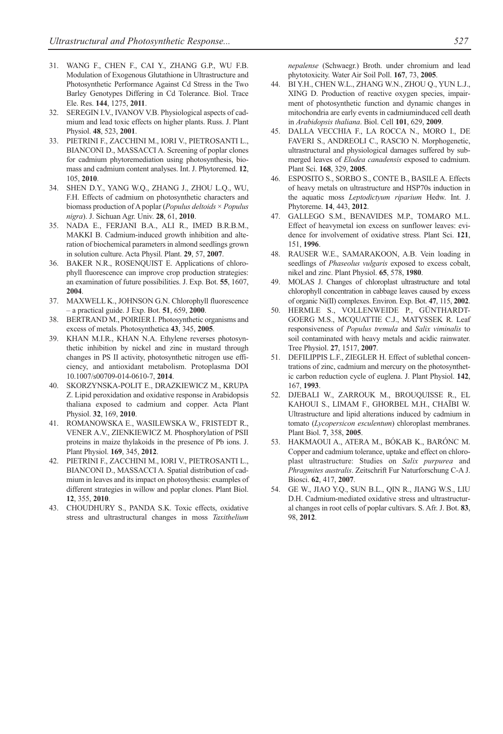31. WANG F., CHEN F., CAI Y., ZHANG G.P., WU F.B. Modulation of Exogenous Glutathione in Ultrastructure and Photosynthetic Performance Against Cd Stress in the Two Barley Genotypes Differing in Cd Tolerance. Biol. Trace Ele. Res. **144**, 1275, **2011**.
32. SEREGIN I.V., IVANOV V.B. Physiological aspects of cadmium and lead toxic effects on higher plants. Russ. J. Plant Physiol. **48**, 523, **2001**.
33. PIETRINI F., ZACCHINI M., IORI V., PIETROSANTI L., BIANCONI D., MASSACCI A. Screening of poplar clones for cadmium phytoremediation using photosynthesis, biomass and cadmium content analyses. Int. J. Phytoremed. **12**, 105, **2010**.
34. SHEN D.Y., YANG W.Q., ZHANG J., ZHOU L.Q., WU, F.H. Effects of cadmium on photosynthetic characters and biomass production of A poplar (*Populus deltoids* × *Populus nigra*). J. Sichuan Agr. Univ. **28**, 61, **2010**.
35. NADA E., FERJANI B.A., ALI R., IMED B.R.B.M., MAKKI B. Cadmium-induced growth inhibition and alteration of biochemical parameters in almond seedlings grown in solution culture. Acta Physil. Plant. **29**, 57, **2007**.
36. BAKER N.R., ROSENQUIST E. Applications of chlorophyll fluorescence can improve crop production strategies: an examination of future possibilities. J. Exp. Bot. **55**, 1607, **2004**.
37. MAXWELL K., JOHNSON G.N. Chlorophyll fluorescence – a practical guide. J Exp. Bot. **51**, 659, **2000**.
38. BERTRAND M., POIRIER I. Photosynthetic organisms and excess of metals. Photosynthetica **43**, 345, **2005**.
39. KHAN M.I.R., KHAN N.A. Ethylene reverses photosynthetic inhibition by nickel and zinc in mustard through changes in PS II activity, photosynthetic nitrogen use efficiency, and antioxidant metabolism. Protoplasma DOI 10.1007/s00709-014-0610-7, **2014**.
40. SKORZYNSKA-POLIT E., DRAZKIEWICZ M., KRUPA Z. Lipid peroxidation and oxidative response in Arabidopsis thaliana exposed to cadmium and copper. Acta Plant Physiol. **32**, 169, **2010**.
41. ROMANOWSKA E., WASILEWSKA W., FRISTEDT R., VENER A.V., ZIENKIEWICZ M. Phosphorylation of PSII proteins in maize thylakoids in the presence of Pb ions. J. Plant Physiol. **169**, 345, **2012**.
42. PIETRINI F., ZACCHINI M., IORI V., PIETROSANTI L., BIANCONI D., MASSACCI A. Spatial distribution of cadmium in leaves and its impact on photosythesis: examples of different strategies in willow and poplar clones. Plant Biol. **12**, 355, **2010**.
43. CHOUDHURY S., PANDA S.K. Toxic effects, oxidative stress and ultrastructural changes in moss *Taxithelium nepalense* (Schwaegr.) Broth. under chromium and lead phytotoxicity. Water Air Soil Poll. **167**, 73, **2005**.
44. BI Y.H., CHEN W.L., ZHANG W.N., ZHOU Q., YUN L.J., XING D. Production of reactive oxygen species, impairment of photosynthetic function and dynamic changes in mitochondria are early events in cadmiuminduced cell death in *Arabidopsis thaliana*. Biol. Cell **101**, 629, **2009**.
45. DALLA VECCHIA F., LA ROCCA N., MORO I., DE FAVERI S., ANDREOLI C., RASCIO N. Morphogenetic, ultrastructural and physiological damages suffered by submerged leaves of *Elodea canadensis* exposed to cadmium. Plant Sci. **168**, 329, **2005**.
46. ESPOSITO S., SORBO S., CONTE B., BASILE A. Effects of heavy metals on ultrastructure and HSP70s induction in the aquatic moss *Leptodictyum riparium* Hedw. Int. J. Phytoreme. **14**, 443, **2012**.
47. GALLEGO S.M., BENAVIDES M.P., TOMARO M.L. Effect of heavymetal ion excess on sunflower leaves: evidence for involvement of oxidative stress. Plant Sci. **121**, 151, **1996**.
48. RAUSER W.E., SAMARAKOON, A.B. Vein loading in seedlings of *Phaseolus vulgaris* exposed to excess cobalt, nikel and zinc. Plant Physiol. **65**, 578, **1980**.
49. MOLAS J. Changes of chloroplast ultrastructure and total chlorophyll concentration in cabbage leaves caused by excess of organic Ni(II) complexes. Environ. Exp. Bot. **47**, 115, **2002**.
50. HERMLE S., VOLLENWEIDE P., GÜNTHARDT-GOERG M.S., MCQUATTIE C.J., MATYSSEK R. Leaf responsiveness of *Populus tremula* and *Salix viminalis* to soil contaminated with heavy metals and acidic rainwater. Tree Physiol. **27**, 1517, **2007**.
51. DEFILIPPIS L.F., ZIEGLER H. Effect of sublethal concentrations of zinc, cadmium and mercury on the photosynthetic carbon reduction cycle of euglena. J. Plant Physiol. **142**, 167, **1993**.
52. DJEBALI W., ZARROUK M., BROUQUISSE R., EL KAHOUI S., LIMAM F., GHORBEL M.H., CHAÏBI W. Ultrastructure and lipid alterations induced by cadmium in tomato (*Lycopersicon esculentum*) chloroplast membranes. Plant Biol. **7**, 358, **2005**.
53. HAKMAOUI A., ATERA M., BÓKAB K., BARÓNC M. Copper and cadmium tolerance, uptake and effect on chloroplast ultrastructure: Studies on *Salix purpurea* and *Phragmites australis*. Zeitschrift Fur Naturforschung C-A J. Biosci. **62**, 417, **2007**.
54. GE W., JIAO Y.Q., SUN B.L., QIN R., JIANG W.S., LIU D.H. Cadmium-mediated oxidative stress and ultrastructural changes in root cells of poplar cultivars. S. Afr. J. Bot. **83**, 98, **2012**.